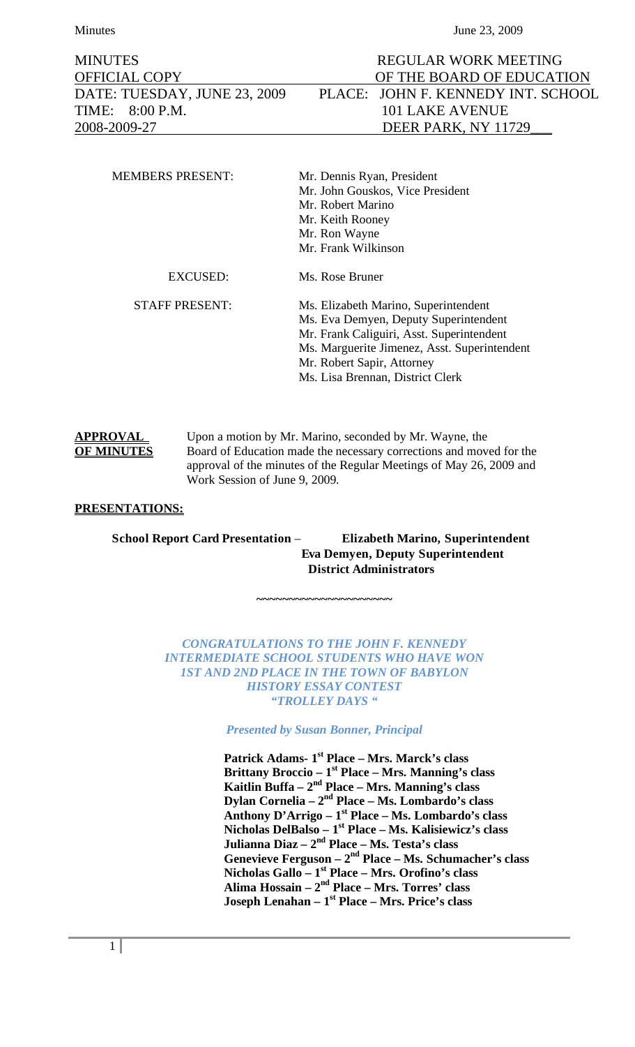| | |
|---|---|
| MINUTES | REGULAR WORK MEETING |
| OFFICIAL COPY | OF THE BOARD OF EDUCATION |
| DATE: TUESDAY, JUNE 23, 2009 | PLACE: JOHN F. KENNEDY INT. SCHOOL |
| TIME: 8:00 P.M. | 101 LAKE AVENUE |
| 2008-2009-27 | DEER PARK, NY 11729 |

| | |
|---|---|
| MEMBERS PRESENT: | Mr. Dennis Ryan, President<br>Mr. John Gouskos, Vice President<br>Mr. Robert Marino<br>Mr. Keith Rooney<br>Mr. Ron Wayne<br>Mr. Frank Wilkinson |
| EXCUSED: | Ms. Rose Bruner |
| STAFF PRESENT: | Ms. Elizabeth Marino, Superintendent<br>Ms. Eva Demyen, Deputy Superintendent<br>Mr. Frank Caliguiri, Asst. Superintendent<br>Ms. Marguerite Jimenez, Asst. Superintendent<br>Mr. Robert Sapir, Attorney<br>Ms. Lisa Brennan, District Clerk |

**APPROVAL OF MINUTES** Upon a motion by Mr. Marino, seconded by Mr. Wayne, the Board of Education made the necessary corrections and moved for the approval of the minutes of the Regular Meetings of May 26, 2009 and Work Session of June 9, 2009.

**PRESENTATIONS:**

**School Report Card Presentation** – **Elizabeth Marino, Superintendent**
**Eva Demyen, Deputy Superintendent**
**District Administrators**

~~~~~~~~~~~~~~~~~~~~

***CONGRATULATIONS TO THE JOHN F. KENNEDY INTERMEDIATE SCHOOL STUDENTS WHO HAVE WON 1ST AND 2ND PLACE IN THE TOWN OF BABYLON HISTORY ESSAY CONTEST "TROLLEY DAYS "***

***Presented by Susan Bonner, Principal***

**Patrick Adams- 1st Place – Mrs. Marck's class**
**Brittany Broccio – 1st Place – Mrs. Manning's class**
**Kaitlin Buffa – 2nd Place – Mrs. Manning's class**
**Dylan Cornelia – 2nd Place – Ms. Lombardo's class**
**Anthony D'Arrigo – 1st Place – Ms. Lombardo's class**
**Nicholas DelBalso – 1st Place – Ms. Kalisiewicz's class**
**Julianna Diaz – 2nd Place – Ms. Testa's class**
**Genevieve Ferguson – 2nd Place – Ms. Schumacher's class**
**Nicholas Gallo – 1st Place – Mrs. Orofino's class**
**Alima Hossain – 2nd Place – Mrs. Torres' class**
**Joseph Lenahan – 1st Place – Mrs. Price's class**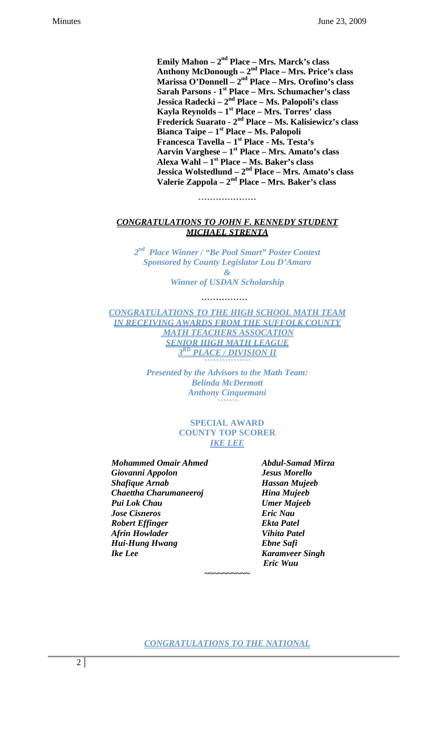**Emily Mahon – 2nd Place – Mrs. Marck's class**
**Anthony McDonough – 2nd Place – Mrs. Price's class**
**Marissa O'Donnell – 2nd Place – Mrs. Orofino's class**
**Sarah Parsons - 1st Place – Mrs. Schumacher's class**
**Jessica Radecki – 2nd Place – Ms. Palopoli's class**
**Kayla Reynolds – 1st Place – Mrs. Torres' class**
**Frederick Suarato - 2nd Place – Ms. Kalisiewicz's class**
**Bianca Taipe – 1st Place – Ms. Palopoli**
**Francesca Tavella – 1st Place - Ms. Testa's**
**Aarvin Varghese – 1st Place – Mrs. Amato's class**
**Alexa Wahl – 1st Place – Ms. Baker's class**
**Jessica Wolstedlund – 2nd Place – Mrs. Amato's class**
**Valerie Zappola – 2nd Place – Mrs. Baker's class**

``````````````````

***CONGRATULATIONS TO JOHN F. KENNEDY STUDENT MICHAEL STRENTA***

*2nd Place Winner / "Be Pool Smart" Poster Contest*
*Sponsored by County Legislator Lou D'Amaro*
*&*
*Winner of USDAN Scholarship*

```````````````

***CONGRATULATIONS TO THE HIGH SCHOOL MATH TEAM IN RECEIVING AWARDS FROM THE SUFFOLK COUNTY MATH TEACHERS ASSOCATION SENIOR HIGH MATH LEAGUE***
***3RD PLACE / DIVISION II***

```````````````

*Presented by the Advisors to the Math Team:*
*Belinda McDermott*
*Anthony Cinquemani*

```````

**SPECIAL AWARD**
**COUNTY TOP SCORER**
***IKE LEE***

***Mohammed Omair Ahmed***
***Giovanni Appolon***
***Shafique Arnab***
***Chaettha Charumaneeroj***
***Pui Lok Chau***
***Jose Cisneros***
***Robert Effinger***
***Afrin Howlader***
***Hui-Hung Hwang***
***Ike Lee***
***Abdul-Samad Mirza***
***Jesus Morello***
***Hassan Mujeeb***
***Hina Mujeeb***
***Umer Majeeb***
***Eric Nau***
***Ekta Patel***
***Vihita Patel***
***Ebne Safi***
***Karamveer Singh***
***Eric Wuu***

~~~~~~~~~~~

***CONGRATULATIONS TO THE NATIONAL***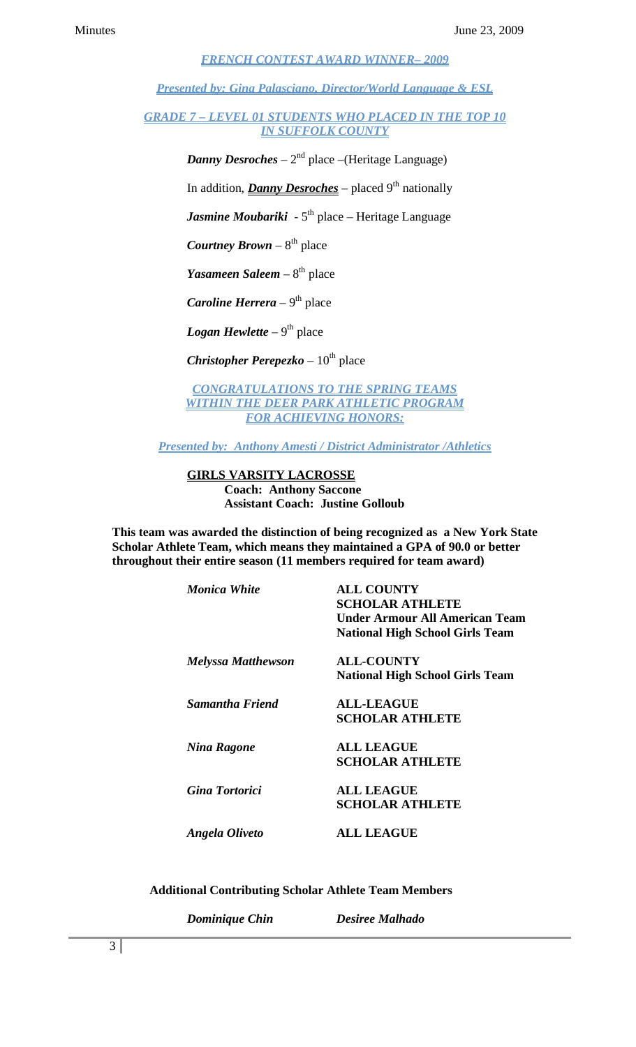***FRENCH CONTEST AWARD WINNER– 2009***

***Presented by: Gina Palasciano, Director/World Language & ESL***

***GRADE 7 – LEVEL 01 STUDENTS WHO PLACED IN THE TOP 10 IN SUFFOLK COUNTY***

***Danny Desroches*** – 2nd place –(Heritage Language)

In addition, ***Danny Desroches*** – placed 9th nationally

***Jasmine Moubariki*** - 5th place – Heritage Language

***Courtney Brown*** – 8th place

***Yasameen Saleem*** – 8th place

***Caroline Herrera*** – 9th place

***Logan Hewlette*** – 9th place

***Christopher Perepezko*** – 10th place

***CONGRATULATIONS TO THE SPRING TEAMS WITHIN THE DEER PARK ATHLETIC PROGRAM FOR ACHIEVING HONORS:***

***Presented by: Anthony Amesti / District Administrator /Athletics***

**GIRLS VARSITY LACROSSE**

**Coach: Anthony Saccone**
**Assistant Coach: Justine Golloub**

**This team was awarded the distinction of being recognized as a New York State Scholar Athlete Team, which means they maintained a GPA of 90.0 or better throughout their entire season (11 members required for team award)**

| | |
|---|---|
| ***Monica White*** | **ALL COUNTY**<br>**SCHOLAR ATHLETE**<br>**Under Armour All American Team**<br>**National High School Girls Team** |
| ***Melyssa Matthewson*** | **ALL-COUNTY**<br>**National High School Girls Team** |
| ***Samantha Friend*** | **ALL-LEAGUE**<br>**SCHOLAR ATHLETE** |
| ***Nina Ragone*** | **ALL LEAGUE**<br>**SCHOLAR ATHLETE** |
| ***Gina Tortorici*** | **ALL LEAGUE**<br>**SCHOLAR ATHLETE** |
| ***Angela Oliveto*** | **ALL LEAGUE** |

**Additional Contributing Scholar Athlete Team Members**

***Dominique Chin*** ***Desiree Malhado***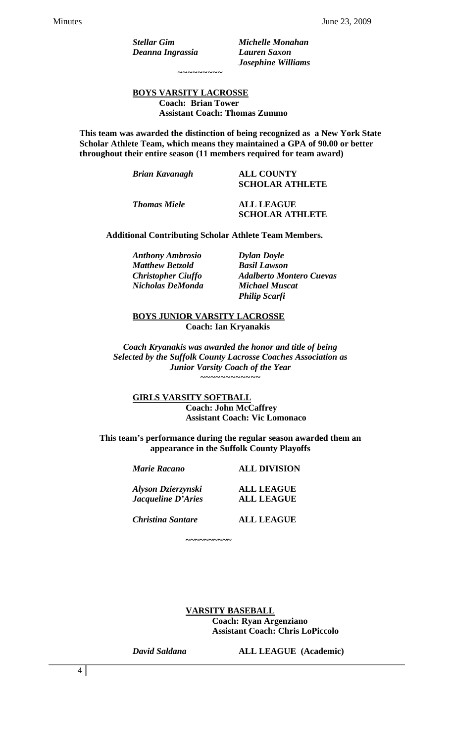*Stellar Gim*
*Deanna Ingrassia*
*Michelle Monahan*
*Lauren Saxon*
*Josephine Williams*

~~~~~~~~~

**BOYS VARSITY LACROSSE**
**Coach: Brian Tower**
**Assistant Coach: Thomas Zummo**

**This team was awarded the distinction of being recognized as a New York State Scholar Athlete Team, which means they maintained a GPA of 90.00 or better throughout their entire season (11 members required for team award)**

| | |
|---|---|
| *Brian Kavanagh* | **ALL COUNTY SCHOLAR ATHLETE** |
| *Thomas Miele* | **ALL LEAGUE SCHOLAR ATHLETE** |

**Additional Contributing Scholar Athlete Team Members.**

*Anthony Ambrosio*
*Matthew Betzold*
*Christopher Ciuffo*
*Nicholas DeMonda*
*Dylan Doyle*
*Basil Lawson*
*Adalberto Montero Cuevas*
*Michael Muscat*
*Philip Scarfi*

**BOYS JUNIOR VARSITY LACROSSE**
**Coach: Ian Kryanakis**

***Coach Kryanakis was awarded the honor and title of being Selected by the Suffolk County Lacrosse Coaches Association as Junior Varsity Coach of the Year***

~~~~~~~~~~~~

**GIRLS VARSITY SOFTBALL**
**Coach: John McCaffrey**
**Assistant Coach: Vic Lomonaco**

**This team's performance during the regular season awarded them an appearance in the Suffolk County Playoffs**

| | |
|---|---|
| *Marie Racano* | **ALL DIVISION** |
| *Alyson Dzierzynski* | **ALL LEAGUE** |
| *Jacqueline D'Aries* | **ALL LEAGUE** |
| *Christina Santare* | **ALL LEAGUE** |

~~~~~~~~~~

**VARSITY BASEBALL**
**Coach: Ryan Argenziano**
**Assistant Coach: Chris LoPiccolo**

| | |
|---|---|
| *David Saldana* | **ALL LEAGUE (Academic)** |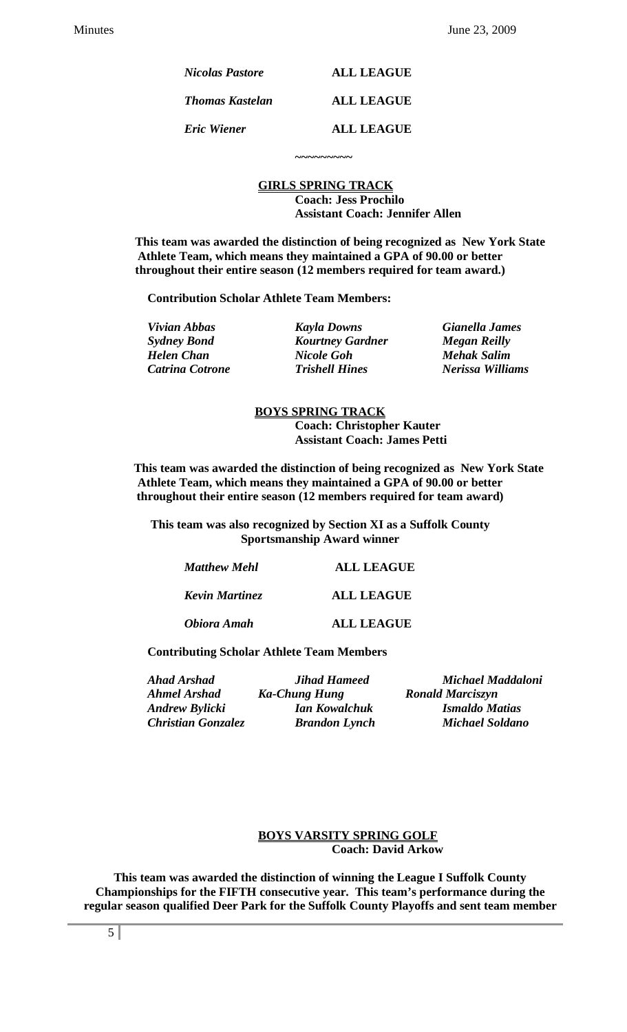| | |
|---|---|
| *Nicolas Pastore* | **ALL LEAGUE** |
| *Thomas Kastelan* | **ALL LEAGUE** |
| *Eric Wiener* | **ALL LEAGUE** |

~~~~~~~~~

**GIRLS SPRING TRACK**

**Coach: Jess Prochilo**
**Assistant Coach: Jennifer Allen**

**This team was awarded the distinction of being recognized as New York State Athlete Team, which means they maintained a GPA of 90.00 or better throughout their entire season (12 members required for team award.)**

**Contribution Scholar Athlete Team Members:**

| | | |
|---|---|---|
| *Vivian Abbas* | *Kayla Downs* | *Gianella James* |
| *Sydney Bond* | *Kourtney Gardner* | *Megan Reilly* |
| *Helen Chan* | *Nicole Goh* | *Mehak Salim* |
| *Catrina Cotrone* | *Trishell Hines* | *Nerissa Williams* |

**BOYS SPRING TRACK**

**Coach: Christopher Kauter**
**Assistant Coach: James Petti**

**This team was awarded the distinction of being recognized as New York State Athlete Team, which means they maintained a GPA of 90.00 or better throughout their entire season (12 members required for team award)**

**This team was also recognized by Section XI as a Suffolk County Sportsmanship Award winner**

| | |
|---|---|
| *Matthew Mehl* | **ALL LEAGUE** |
| *Kevin Martinez* | **ALL LEAGUE** |
| *Obiora Amah* | **ALL LEAGUE** |

**Contributing Scholar Athlete Team Members**

| | | |
|---|---|---|
| *Ahad Arshad* | *Jihad Hameed* | *Michael Maddaloni* |
| *Ahmel Arshad* | *Ka-Chung Hung* | *Ronald Marciszyn* |
| *Andrew Bylicki* | *Ian Kowalchuk* | *Ismaldo Matias* |
| *Christian Gonzalez* | *Brandon Lynch* | *Michael Soldano* |

**BOYS VARSITY SPRING GOLF**

**Coach: David Arkow**

**This team was awarded the distinction of winning the League I Suffolk County Championships for the FIFTH consecutive year. This team's performance during the regular season qualified Deer Park for the Suffolk County Playoffs and sent team member**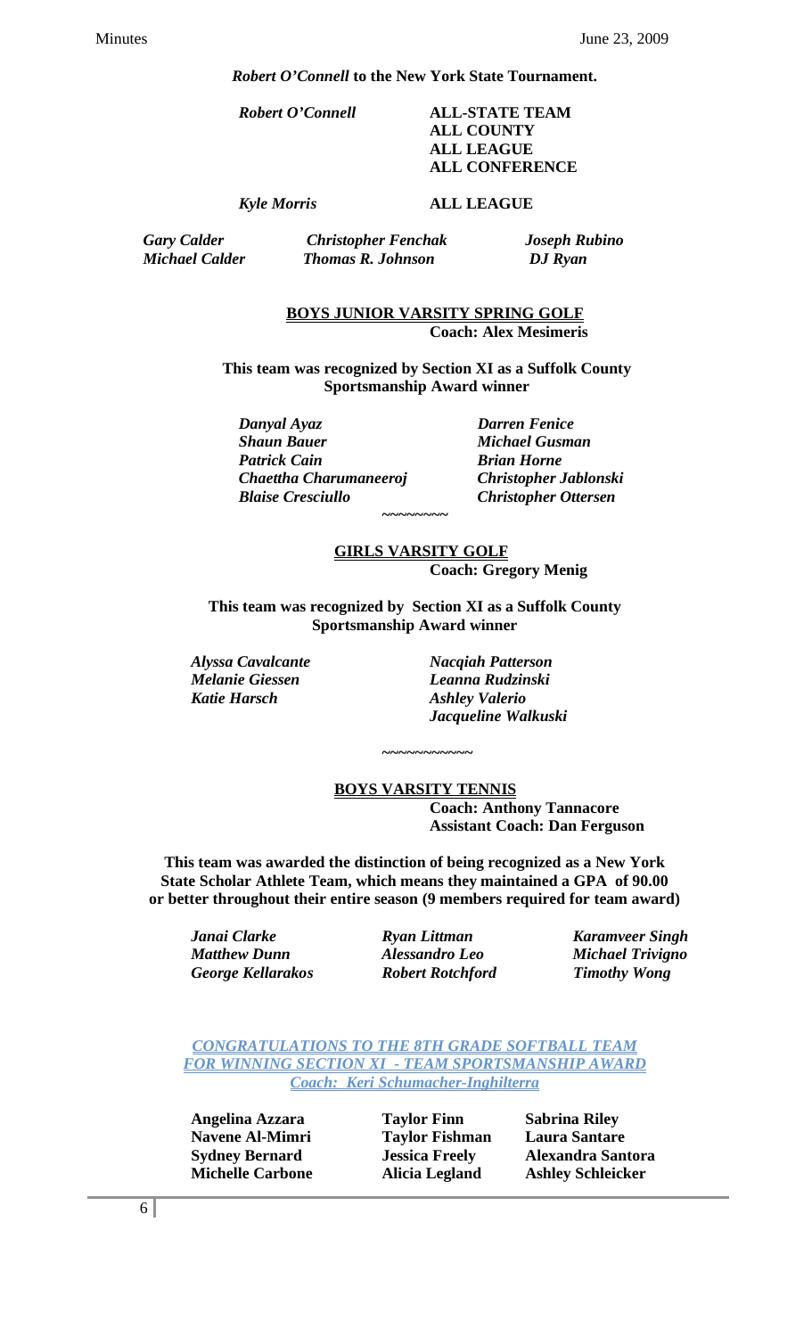***Robert O'Connell* to the New York State Tournament.**

| | |
|---|---|
| ***Robert O'Connell*** | **ALL-STATE TEAM** |
| | **ALL COUNTY** |
| | **ALL LEAGUE** |
| | **ALL CONFERENCE** |
| ***Kyle Morris*** | **ALL LEAGUE** |

| | | |
|---|---|---|
| ***Gary Calder*** | ***Christopher Fenchak*** | ***Joseph Rubino*** |
| ***Michael Calder*** | ***Thomas R. Johnson*** | ***DJ Ryan*** |

**BOYS JUNIOR VARSITY SPRING GOLF**

**Coach: Alex Mesimeris**

**This team was recognized by Section XI as a Suffolk County Sportsmanship Award winner**

| | |
|---|---|
| ***Danyal Ayaz*** | ***Darren Fenice*** |
| ***Shaun Bauer*** | ***Michael Gusman*** |
| ***Patrick Cain*** | ***Brian Horne*** |
| ***Chaettha Charumaneeroj*** | ***Christopher Jablonski*** |
| ***Blaise Cresciullo*** | ***Christopher Ottersen*** |

~~~~~~~~

**GIRLS VARSITY GOLF**

**Coach: Gregory Menig**

**This team was recognized by Section XI as a Suffolk County Sportsmanship Award winner**

| | |
|---|---|
| ***Alyssa Cavalcante*** | ***Nacqiah Patterson*** |
| ***Melanie Giessen*** | ***Leanna Rudzinski*** |
| ***Katie Harsch*** | ***Ashley Valerio*** |
| | ***Jacqueline Walkuski*** |

~~~~~~~~~~~

**BOYS VARSITY TENNIS**

**Coach: Anthony Tannacore**

**Assistant Coach: Dan Ferguson**

**This team was awarded the distinction of being recognized as a New York State Scholar Athlete Team, which means they maintained a GPA of 90.00 or better throughout their entire season (9 members required for team award)**

| | | |
|---|---|---|
| ***Janai Clarke*** | ***Ryan Littman*** | ***Karamveer Singh*** |
| ***Matthew Dunn*** | ***Alessandro Leo*** | ***Michael Trivigno*** |
| ***George Kellarakos*** | ***Robert Rotchford*** | ***Timothy Wong*** |

***CONGRATULATIONS TO THE 8TH GRADE SOFTBALL TEAM FOR WINNING SECTION XI - TEAM SPORTSMANSHIP AWARD***

***Coach: Keri Schumacher-Inghilterra***

| | | |
|---|---|---|
| **Angelina Azzara** | **Taylor Finn** | **Sabrina Riley** |
| **Navene Al-Mimri** | **Taylor Fishman** | **Laura Santare** |
| **Sydney Bernard** | **Jessica Freely** | **Alexandra Santora** |
| **Michelle Carbone** | **Alicia Legland** | **Ashley Schleicker** |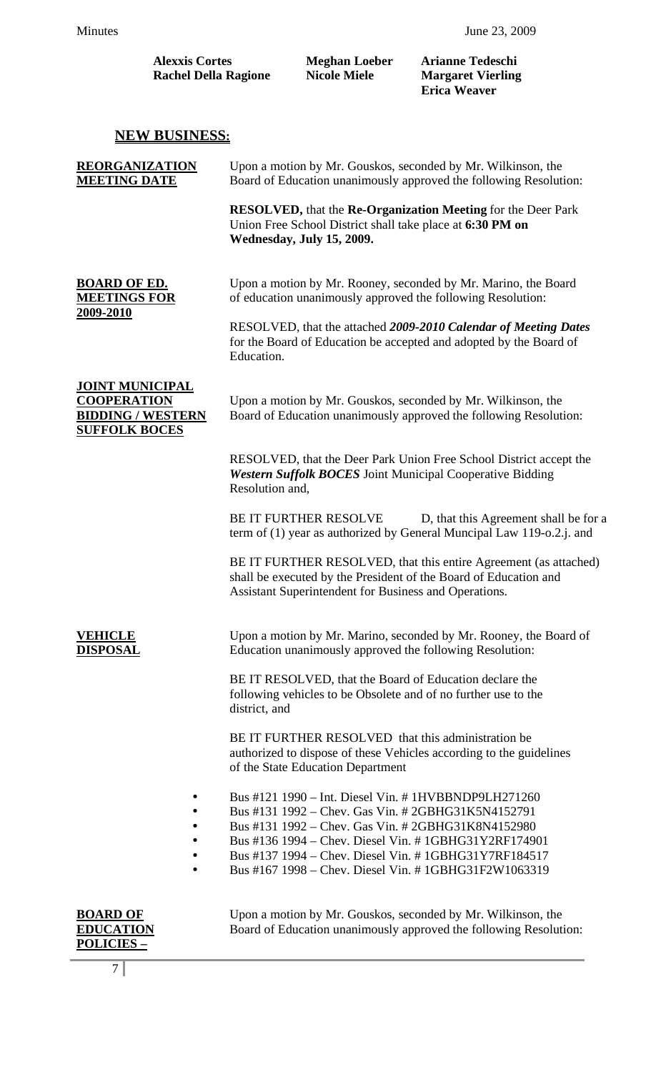**Alexxis Cortes** **Meghan Loeber** **Arianne Tedeschi**
**Rachel Della Ragione** **Nicole Miele** **Margaret Vierling**
**Erica Weaver**

## NEW BUSINESS:

**REORGANIZATION MEETING DATE**

Upon a motion by Mr. Gouskos, seconded by Mr. Wilkinson, the Board of Education unanimously approved the following Resolution:

**RESOLVED,** that the **Re-Organization Meeting** for the Deer Park Union Free School District shall take place at **6:30 PM on Wednesday, July 15, 2009.**

**BOARD OF ED. MEETINGS FOR 2009-2010**

Upon a motion by Mr. Rooney, seconded by Mr. Marino, the Board of education unanimously approved the following Resolution:

RESOLVED, that the attached ***2009-2010 Calendar of Meeting Dates*** for the Board of Education be accepted and adopted by the Board of Education.

**JOINT MUNICIPAL COOPERATION BIDDING / WESTERN SUFFOLK BOCES**

Upon a motion by Mr. Gouskos, seconded by Mr. Wilkinson, the Board of Education unanimously approved the following Resolution:

RESOLVED, that the Deer Park Union Free School District accept the ***Western Suffolk BOCES*** Joint Municipal Cooperative Bidding Resolution and,

BE IT FURTHER RESOLVE D, that this Agreement shall be for a term of (1) year as authorized by General Muncipal Law 119-o.2.j. and

BE IT FURTHER RESOLVED, that this entire Agreement (as attached) shall be executed by the President of the Board of Education and Assistant Superintendent for Business and Operations.

**VEHICLE DISPOSAL**

Upon a motion by Mr. Marino, seconded by Mr. Rooney, the Board of Education unanimously approved the following Resolution:

BE IT RESOLVED, that the Board of Education declare the following vehicles to be Obsolete and of no further use to the district, and

BE IT FURTHER RESOLVED that this administration be authorized to dispose of these Vehicles according to the guidelines of the State Education Department

- Bus #121 1990 – Int. Diesel Vin. # 1HVBBNDP9LH271260
- Bus #131 1992 – Chev. Gas Vin. # 2GBHG31K5N4152791
- Bus #131 1992 – Chev. Gas Vin. # 2GBHG31K8N4152980
- Bus #136 1994 – Chev. Diesel Vin. # 1GBHG31Y2RF174901
- Bus #137 1994 – Chev. Diesel Vin. # 1GBHG31Y7RF184517
- Bus #167 1998 – Chev. Diesel Vin. # 1GBHG31F2W1063319

**BOARD OF EDUCATION POLICIES –**

Upon a motion by Mr. Gouskos, seconded by Mr. Wilkinson, the Board of Education unanimously approved the following Resolution: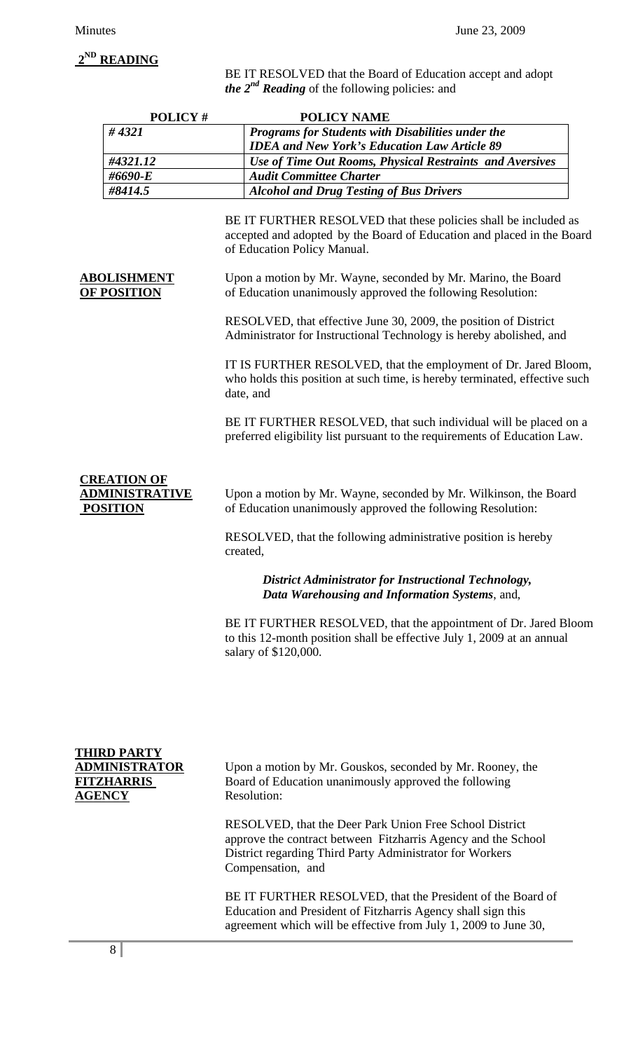**2[ND] READING**

BE IT RESOLVED that the Board of Education accept and adopt ***the 2[nd] Reading*** of the following policies: and

| POLICY # | POLICY NAME |
|---|---|
| *# 4321* | ***Programs for Students with Disabilities under the IDEA and New York's Education Law Article 89*** |
| *#4321.12* | ***Use of Time Out Rooms, Physical Restraints and Aversives*** |
| *#6690-E* | ***Audit Committee Charter*** |
| *#8414.5* | ***Alcohol and Drug Testing of Bus Drivers*** |

BE IT FURTHER RESOLVED that these policies shall be included as accepted and adopted by the Board of Education and placed in the Board of Education Policy Manual.

**ABOLISHMENT OF POSITION**

Upon a motion by Mr. Wayne, seconded by Mr. Marino, the Board of Education unanimously approved the following Resolution:

RESOLVED, that effective June 30, 2009, the position of District Administrator for Instructional Technology is hereby abolished, and

IT IS FURTHER RESOLVED, that the employment of Dr. Jared Bloom, who holds this position at such time, is hereby terminated, effective such date, and

BE IT FURTHER RESOLVED, that such individual will be placed on a preferred eligibility list pursuant to the requirements of Education Law.

**CREATION OF ADMINISTRATIVE POSITION**

Upon a motion by Mr. Wayne, seconded by Mr. Wilkinson, the Board of Education unanimously approved the following Resolution:

RESOLVED, that the following administrative position is hereby created,

***District Administrator for Instructional Technology, Data Warehousing and Information Systems***, and,

BE IT FURTHER RESOLVED, that the appointment of Dr. Jared Bloom to this 12-month position shall be effective July 1, 2009 at an annual salary of $120,000.

**THIRD PARTY ADMINISTRATOR FITZHARRIS AGENCY**

Upon a motion by Mr. Gouskos, seconded by Mr. Rooney, the Board of Education unanimously approved the following Resolution:

RESOLVED, that the Deer Park Union Free School District approve the contract between Fitzharris Agency and the School District regarding Third Party Administrator for Workers Compensation, and

BE IT FURTHER RESOLVED, that the President of the Board of Education and President of Fitzharris Agency shall sign this agreement which will be effective from July 1, 2009 to June 30,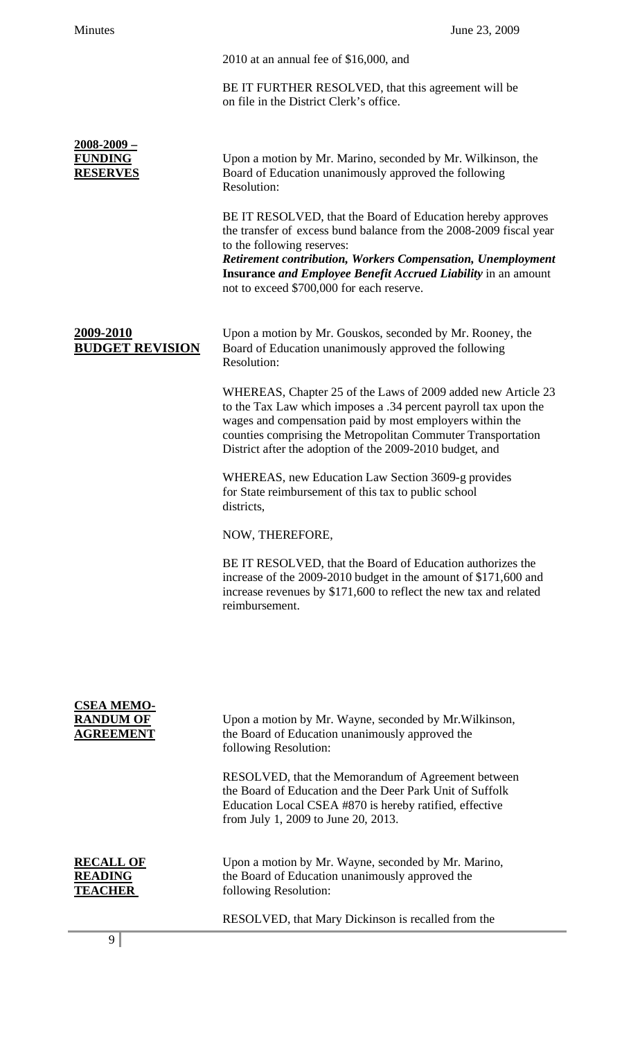2010 at an annual fee of $16,000, and

BE IT FURTHER RESOLVED, that this agreement will be on file in the District Clerk's office.

**2008-2009 – FUNDING RESERVES**

Upon a motion by Mr. Marino, seconded by Mr. Wilkinson, the Board of Education unanimously approved the following Resolution:

BE IT RESOLVED, that the Board of Education hereby approves the transfer of excess bund balance from the 2008-2009 fiscal year to the following reserves:
***Retirement contribution, Workers Compensation, Unemployment*** **Insurance** ***and Employee Benefit Accrued Liability*** in an amount not to exceed $700,000 for each reserve.

**2009-2010 BUDGET REVISION**

Upon a motion by Mr. Gouskos, seconded by Mr. Rooney, the Board of Education unanimously approved the following Resolution:

WHEREAS, Chapter 25 of the Laws of 2009 added new Article 23 to the Tax Law which imposes a .34 percent payroll tax upon the wages and compensation paid by most employers within the counties comprising the Metropolitan Commuter Transportation District after the adoption of the 2009-2010 budget, and

WHEREAS, new Education Law Section 3609-g provides for State reimbursement of this tax to public school districts,

NOW, THEREFORE,

BE IT RESOLVED, that the Board of Education authorizes the increase of the 2009-2010 budget in the amount of $171,600 and increase revenues by $171,600 to reflect the new tax and related reimbursement.

**CSEA MEMO-RANDUM OF AGREEMENT**

Upon a motion by Mr. Wayne, seconded by Mr.Wilkinson, the Board of Education unanimously approved the following Resolution:

RESOLVED, that the Memorandum of Agreement between the Board of Education and the Deer Park Unit of Suffolk Education Local CSEA #870 is hereby ratified, effective from July 1, 2009 to June 20, 2013.

**RECALL OF READING TEACHER**

Upon a motion by Mr. Wayne, seconded by Mr. Marino, the Board of Education unanimously approved the following Resolution:

RESOLVED, that Mary Dickinson is recalled from the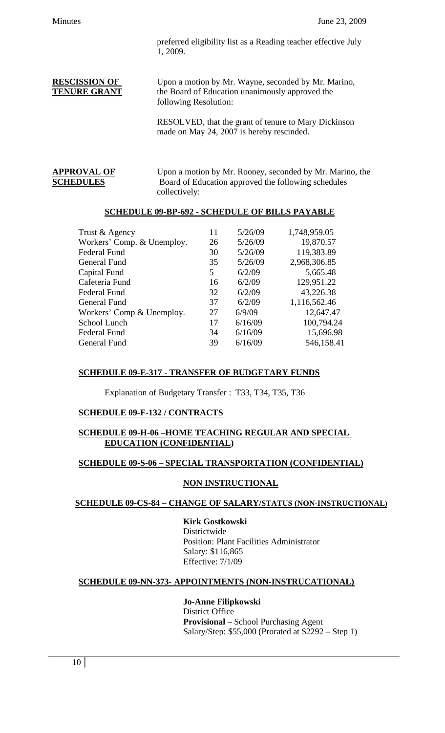preferred eligibility list as a Reading teacher effective July 1, 2009.

**RESCISSION OF TENURE GRANT**

Upon a motion by Mr. Wayne, seconded by Mr. Marino, the Board of Education unanimously approved the following Resolution:

RESOLVED, that the grant of tenure to Mary Dickinson made on May 24, 2007 is hereby rescinded.

**APPROVAL OF SCHEDULES**

Upon a motion by Mr. Rooney, seconded by Mr. Marino, the Board of Education approved the following schedules collectively:

**SCHEDULE 09-BP-692 - SCHEDULE OF BILLS PAYABLE**

| | | | |
|---|---|---|---|
| Trust & Agency | 11 | 5/26/09 | 1,748,959.05 |
| Workers' Comp. & Unemploy. | 26 | 5/26/09 | 19,870.57 |
| Federal Fund | 30 | 5/26/09 | 119,383.89 |
| General Fund | 35 | 5/26/09 | 2,968,306.85 |
| Capital Fund | 5 | 6/2/09 | 5,665.48 |
| Cafeteria Fund | 16 | 6/2/09 | 129,951.22 |
| Federal Fund | 32 | 6/2/09 | 43,226.38 |
| General Fund | 37 | 6/2/09 | 1,116,562.46 |
| Workers' Comp & Unemploy. | 27 | 6/9/09 | 12,647.47 |
| School Lunch | 17 | 6/16/09 | 100,794.24 |
| Federal Fund | 34 | 6/16/09 | 15,696.98 |
| General Fund | 39 | 6/16/09 | 546,158.41 |

**SCHEDULE 09-E-317 - TRANSFER OF BUDGETARY FUNDS**

Explanation of Budgetary Transfer : T33, T34, T35, T36

**SCHEDULE 09-F-132 / CONTRACTS**

**SCHEDULE 09-H-06 –HOME TEACHING REGULAR AND SPECIAL EDUCATION (CONFIDENTIAL)**

**SCHEDULE 09-S-06 – SPECIAL TRANSPORTATION (CONFIDENTIAL)**

**NON INSTRUCTIONAL**

**SCHEDULE 09-CS-84 – CHANGE OF SALARY/STATUS (NON-INSTRUCTIONAL)**

**Kirk Gostkowski**
Districtwide
Position: Plant Facilities Administrator
Salary: $116,865
Effective: 7/1/09

**SCHEDULE 09-NN-373- APPOINTMENTS (NON-INSTRUCATIONAL)**

**Jo-Anne Filipkowski**
District Office
**Provisional** – School Purchasing Agent
Salary/Step: $55,000 (Prorated at $2292 – Step 1)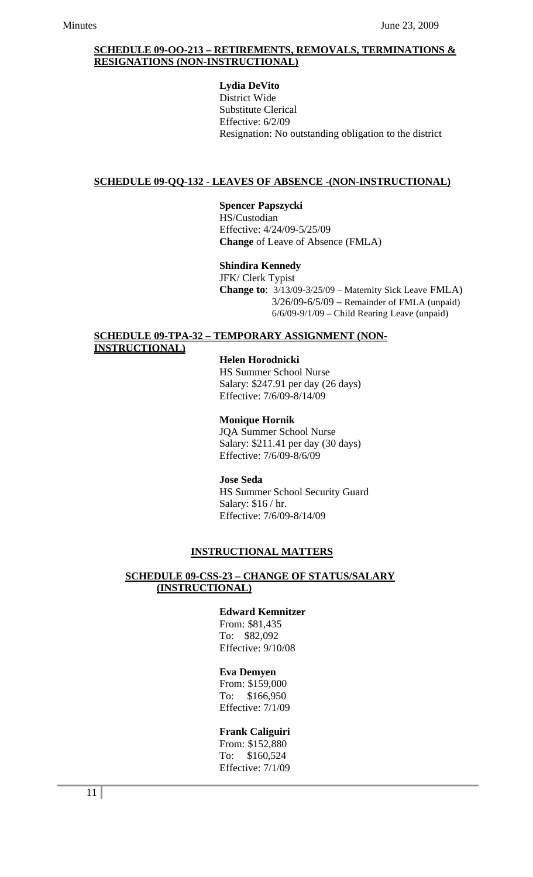**SCHEDULE 09-OO-213 – RETIREMENTS, REMOVALS, TERMINATIONS & RESIGNATIONS (NON-INSTRUCTIONAL)**

**Lydia DeVito**
District Wide
Substitute Clerical
Effective: 6/2/09
Resignation: No outstanding obligation to the district

**SCHEDULE 09-QQ-132 - LEAVES OF ABSENCE -(NON-INSTRUCTIONAL)**

**Spencer Papszycki**
HS/Custodian
Effective: 4/24/09-5/25/09
**Change** of Leave of Absence (FMLA)

**Shindira Kennedy**
JFK/ Clerk Typist
**Change to**: 3/13/09-3/25/09 – Maternity Sick Leave FMLA)
3/26/09-6/5/09 – Remainder of FMLA (unpaid)
6/6/09-9/1/09 – Child Rearing Leave (unpaid)

**SCHEDULE 09-TPA-32 – TEMPORARY ASSIGNMENT (NON-INSTRUCTIONAL)**

**Helen Horodnicki**
HS Summer School Nurse
Salary: $247.91 per day (26 days)
Effective: 7/6/09-8/14/09

**Monique Hornik**
JQA Summer School Nurse
Salary: $211.41 per day (30 days)
Effective: 7/6/09-8/6/09

**Jose Seda**
HS Summer School Security Guard
Salary: $16 / hr.
Effective: 7/6/09-8/14/09

**INSTRUCTIONAL MATTERS**

**SCHEDULE 09-CSS-23 – CHANGE OF STATUS/SALARY (INSTRUCTIONAL)**

**Edward Kemnitzer**
From: $81,435
To: $82,092
Effective: 9/10/08

**Eva Demyen**
From: $159,000
To: $166,950
Effective: 7/1/09

**Frank Caliguiri**
From: $152,880
To: $160,524
Effective: 7/1/09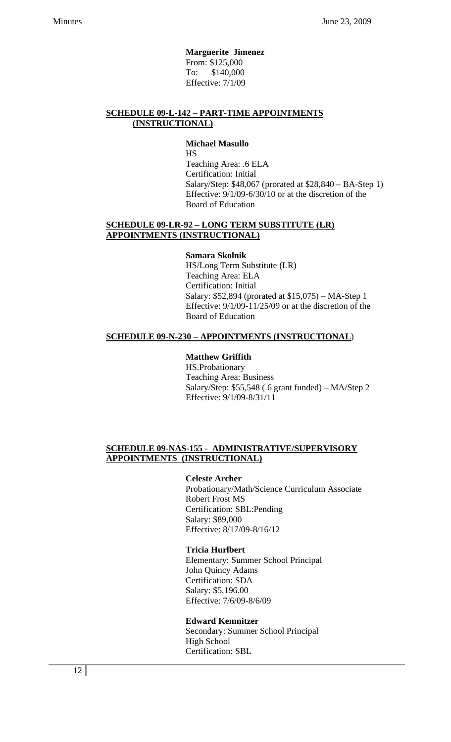**Marguerite Jimenez**
From: $125,000
To: $140,000
Effective: 7/1/09

**SCHEDULE 09-L-142 – PART-TIME APPOINTMENTS (INSTRUCTIONAL)**

**Michael Masullo**
HS
Teaching Area: .6 ELA
Certification: Initial
Salary/Step: $48,067 (prorated at $28,840 – BA-Step 1)
Effective: 9/1/09-6/30/10 or at the discretion of the Board of Education

**SCHEDULE 09-LR-92 – LONG TERM SUBSTITUTE (LR) APPOINTMENTS (INSTRUCTIONAL)**

**Samara Skolnik**
HS/Long Term Substitute (LR)
Teaching Area: ELA
Certification: Initial
Salary: $52,894 (prorated at $15,075) – MA-Step 1
Effective: 9/1/09-11/25/09 or at the discretion of the Board of Education

**SCHEDULE 09-N-230 – APPOINTMENTS (INSTRUCTIONAL)**

**Matthew Griffith**
HS.Probationary
Teaching Area: Business
Salary/Step: $55,548 (.6 grant funded) – MA/Step 2
Effective: 9/1/09-8/31/11

**SCHEDULE 09-NAS-155 - ADMINISTRATIVE/SUPERVISORY APPOINTMENTS (INSTRUCTIONAL)**

**Celeste Archer**
Probationary/Math/Science Curriculum Associate
Robert Frost MS
Certification: SBL:Pending
Salary: $89,000
Effective: 8/17/09-8/16/12

**Tricia Hurlbert**
Elementary: Summer School Principal
John Quincy Adams
Certification: SDA
Salary: $5,196.00
Effective: 7/6/09-8/6/09

**Edward Kemnitzer**
Secondary: Summer School Principal
High School
Certification: SBL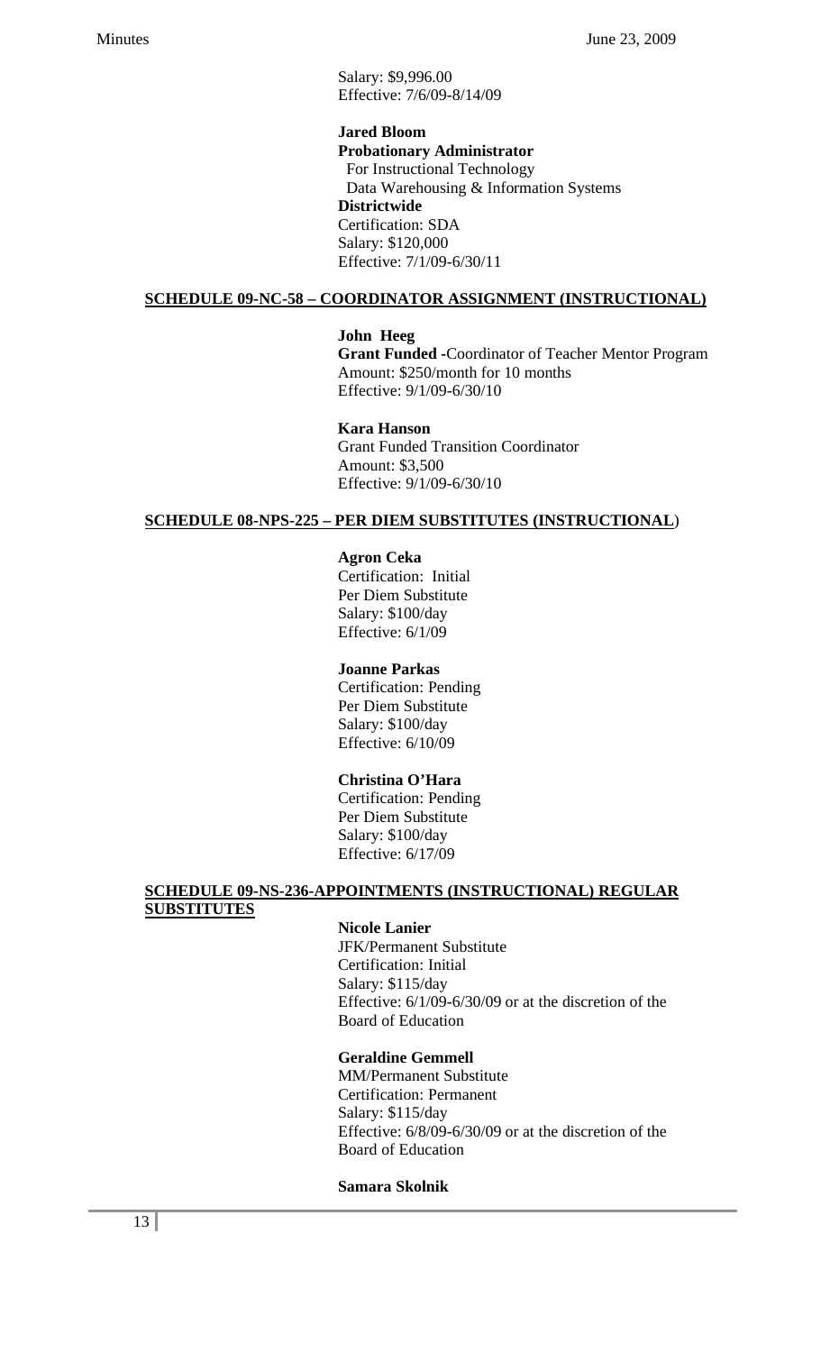Salary: $9,996.00
Effective: 7/6/09-8/14/09

**Jared Bloom**
**Probationary Administrator**
For Instructional Technology
Data Warehousing & Information Systems
**Districtwide**
Certification: SDA
Salary: $120,000
Effective: 7/1/09-6/30/11

**SCHEDULE 09-NC-58 – COORDINATOR ASSIGNMENT (INSTRUCTIONAL)**

**John Heeg**
**Grant Funded** -Coordinator of Teacher Mentor Program
Amount: $250/month for 10 months
Effective: 9/1/09-6/30/10

**Kara Hanson**
Grant Funded Transition Coordinator
Amount: $3,500
Effective: 9/1/09-6/30/10

**SCHEDULE 08-NPS-225 – PER DIEM SUBSTITUTES (INSTRUCTIONAL)**

**Agron Ceka**
Certification: Initial
Per Diem Substitute
Salary: $100/day
Effective: 6/1/09

**Joanne Parkas**
Certification: Pending
Per Diem Substitute
Salary: $100/day
Effective: 6/10/09

**Christina O'Hara**
Certification: Pending
Per Diem Substitute
Salary: $100/day
Effective: 6/17/09

**SCHEDULE 09-NS-236-APPOINTMENTS (INSTRUCTIONAL) REGULAR SUBSTITUTES**

**Nicole Lanier**
JFK/Permanent Substitute
Certification: Initial
Salary: $115/day
Effective: 6/1/09-6/30/09 or at the discretion of the Board of Education

**Geraldine Gemmell**
MM/Permanent Substitute
Certification: Permanent
Salary: $115/day
Effective: 6/8/09-6/30/09 or at the discretion of the Board of Education

**Samara Skolnik**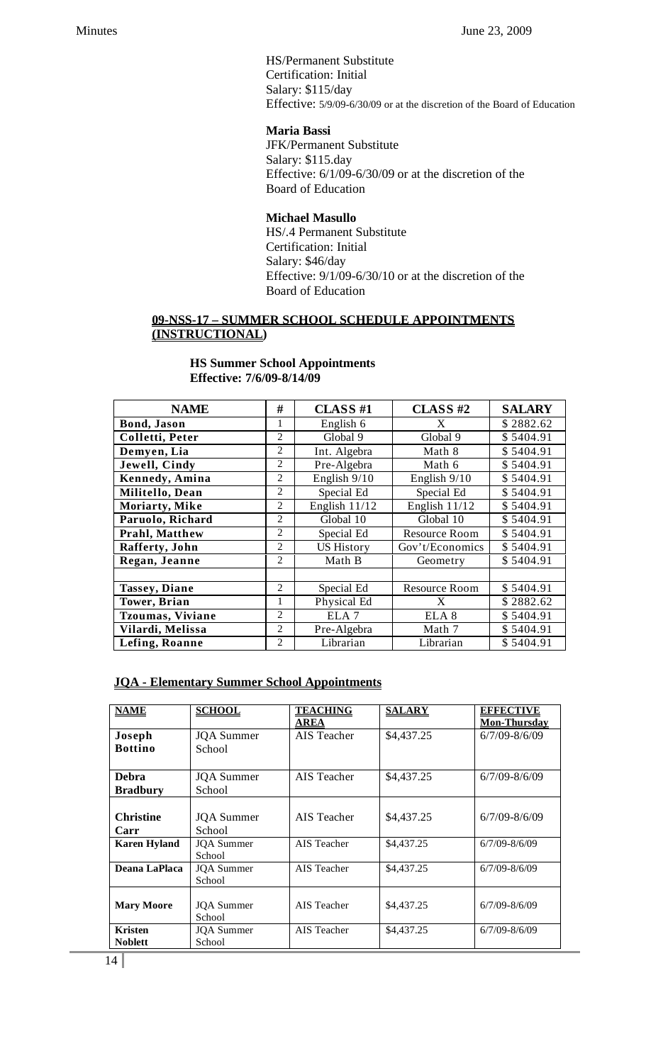HS/Permanent Substitute
Certification: Initial
Salary: $115/day
Effective: 5/9/09-6/30/09 or at the discretion of the Board of Education

**Maria Bassi**
JFK/Permanent Substitute
Salary: $115.day
Effective: 6/1/09-6/30/09 or at the discretion of the Board of Education

**Michael Masullo**
HS/.4 Permanent Substitute
Certification: Initial
Salary: $46/day
Effective: 9/1/09-6/30/10 or at the discretion of the Board of Education

**09-NSS-17 – SUMMER SCHOOL SCHEDULE APPOINTMENTS (INSTRUCTIONAL)**

**HS Summer School Appointments**
**Effective: 7/6/09-8/14/09**

| NAME | # | CLASS #1 | CLASS #2 | SALARY |
|---|---|---|---|---|
| Bond, Jason | 1 | English 6 | X | $ 2882.62 |
| Colletti, Peter | 2 | Global 9 | Global 9 | $ 5404.91 |
| Demyen, Lia | 2 | Int. Algebra | Math 8 | $ 5404.91 |
| Jewell, Cindy | 2 | Pre-Algebra | Math 6 | $ 5404.91 |
| Kennedy, Amina | 2 | English 9/10 | English 9/10 | $ 5404.91 |
| Militello, Dean | 2 | Special Ed | Special Ed | $ 5404.91 |
| Moriarty, Mike | 2 | English 11/12 | English 11/12 | $ 5404.91 |
| Paruolo, Richard | 2 | Global 10 | Global 10 | $ 5404.91 |
| Prahl, Matthew | 2 | Special Ed | Resource Room | $ 5404.91 |
| Rafferty, John | 2 | US History | Gov't/Economics | $ 5404.91 |
| Regan, Jeanne | 2 | Math B | Geometry | $ 5404.91 |
| | | | | |
| Tassey, Diane | 2 | Special Ed | Resource Room | $ 5404.91 |
| Tower, Brian | 1 | Physical Ed | X | $ 2882.62 |
| Tzoumas, Viviane | 2 | ELA 7 | ELA 8 | $ 5404.91 |
| Vilardi, Melissa | 2 | Pre-Algebra | Math 7 | $ 5404.91 |
| Lefing, Roanne | 2 | Librarian | Librarian | $ 5404.91 |

**JQA - Elementary Summer School Appointments**

| NAME | SCHOOL | TEACHING AREA | SALARY | EFFECTIVE Mon-Thursday |
|---|---|---|---|---|
| Joseph Bottino | JQA Summer School | AIS Teacher | $4,437.25 | 6/7/09-8/6/09 |
| Debra Bradbury | JQA Summer School | AIS Teacher | $4,437.25 | 6/7/09-8/6/09 |
| Christine Carr | JQA Summer School | AIS Teacher | $4,437.25 | 6/7/09-8/6/09 |
| Karen Hyland | JQA Summer School | AIS Teacher | $4,437.25 | 6/7/09-8/6/09 |
| Deana LaPlaca | JQA Summer School | AIS Teacher | $4,437.25 | 6/7/09-8/6/09 |
| Mary Moore | JQA Summer School | AIS Teacher | $4,437.25 | 6/7/09-8/6/09 |
| Kristen Noblett | JQA Summer School | AIS Teacher | $4,437.25 | 6/7/09-8/6/09 |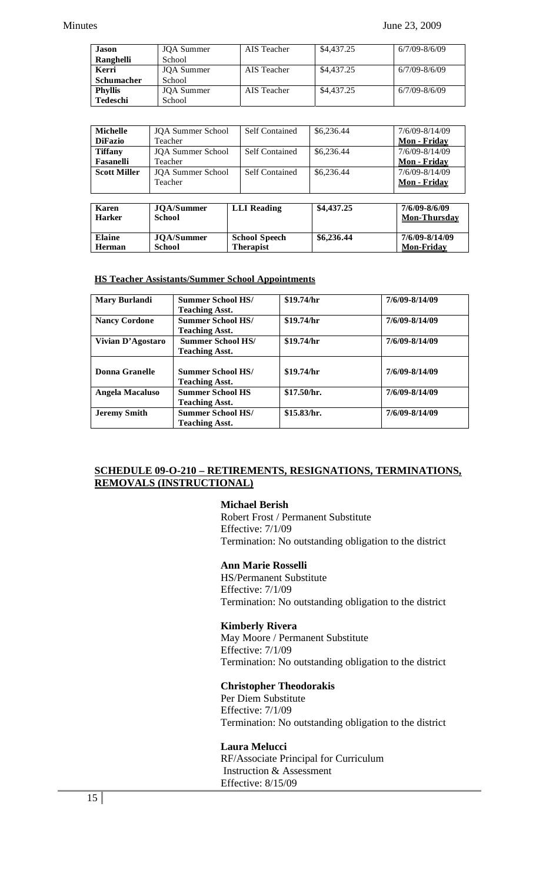| Jason Ranghelli | JQA Summer School | AIS Teacher | $4,437.25 | 6/7/09-8/6/09 |
|---|---|---|---|---|
| Kerri Schumacher | JQA Summer School | AIS Teacher | $4,437.25 | 6/7/09-8/6/09 |
| Phyllis Tedeschi | JQA Summer School | AIS Teacher | $4,437.25 | 6/7/09-8/6/09 |

| Michelle DiFazio | JQA Summer School Teacher | Self Contained | $6,236.44 | 7/6/09-8/14/09 Mon - Friday |
|---|---|---|---|---|
| Tiffany Fasanelli | JQA Summer School Teacher | Self Contained | $6,236.44 | 7/6/09-8/14/09 Mon - Friday |
| Scott Miller | JQA Summer School Teacher | Self Contained | $6,236.44 | 7/6/09-8/14/09 Mon - Friday |

| Karen Harker | JQA/Summer School | LLI Reading | $4,437.25 | 7/6/09-8/6/09 Mon-Thursday |
|---|---|---|---|---|
| Elaine Herman | JQA/Summer School | School Speech Therapist | $6,236.44 | 7/6/09-8/14/09 Mon-Friday |

**HS Teacher Assistants/Summer School Appointments**

| Mary Burlandi | Summer School HS/ Teaching Asst. | $19.74/hr | 7/6/09-8/14/09 |
|---|---|---|---|
| Nancy Cordone | Summer School HS/ Teaching Asst. | $19.74/hr | 7/6/09-8/14/09 |
| Vivian D'Agostaro | Summer School HS/ Teaching Asst. | $19.74/hr | 7/6/09-8/14/09 |
| Donna Granelle | Summer School HS/ Teaching Asst. | $19.74/hr | 7/6/09-8/14/09 |
| Angela Macaluso | Summer School HS Teaching Asst. | $17.50/hr. | 7/6/09-8/14/09 |
| Jeremy Smith | Summer School HS/ Teaching Asst. | $15.83/hr. | 7/6/09-8/14/09 |

**SCHEDULE 09-O-210 – RETIREMENTS, RESIGNATIONS, TERMINATIONS, REMOVALS (INSTRUCTIONAL)**

**Michael Berish**
Robert Frost / Permanent Substitute
Effective: 7/1/09
Termination: No outstanding obligation to the district

**Ann Marie Rosselli**
HS/Permanent Substitute
Effective: 7/1/09
Termination: No outstanding obligation to the district

**Kimberly Rivera**
May Moore / Permanent Substitute
Effective: 7/1/09
Termination: No outstanding obligation to the district

**Christopher Theodorakis**
Per Diem Substitute
Effective: 7/1/09
Termination: No outstanding obligation to the district

**Laura Melucci**
RF/Associate Principal for Curriculum Instruction & Assessment
Effective: 8/15/09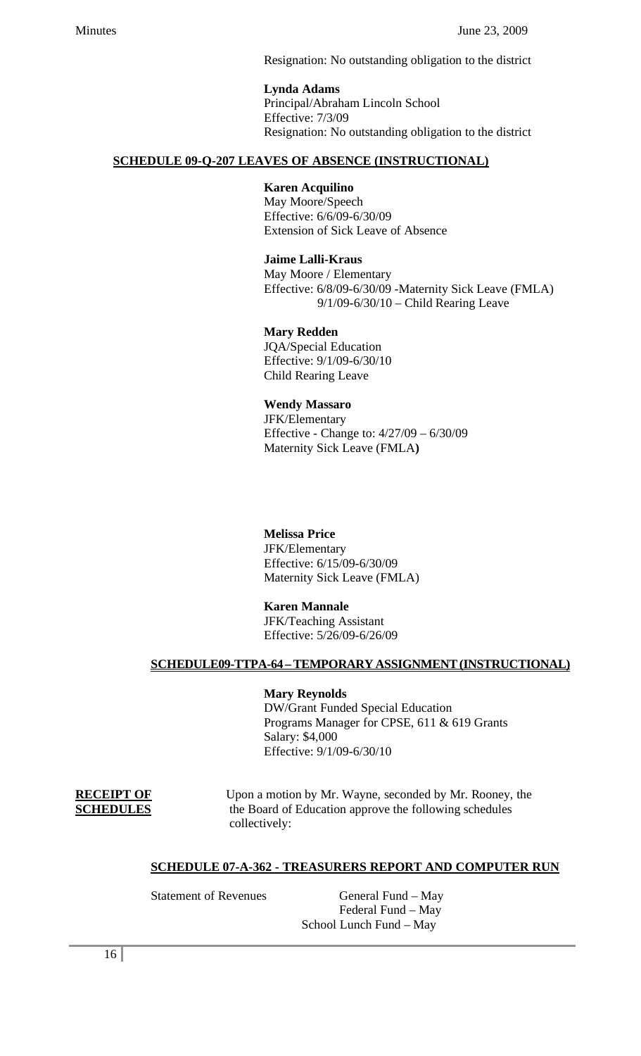Resignation: No outstanding obligation to the district

**Lynda Adams**
Principal/Abraham Lincoln School
Effective: 7/3/09
Resignation: No outstanding obligation to the district

**SCHEDULE 09-Q-207 LEAVES OF ABSENCE (INSTRUCTIONAL)**

**Karen Acquilino**
May Moore/Speech
Effective: 6/6/09-6/30/09
Extension of Sick Leave of Absence

**Jaime Lalli-Kraus**
May Moore / Elementary
Effective: 6/8/09-6/30/09 -Maternity Sick Leave (FMLA)
9/1/09-6/30/10 – Child Rearing Leave

**Mary Redden**
JQA/Special Education
Effective: 9/1/09-6/30/10
Child Rearing Leave

**Wendy Massaro**
JFK/Elementary
Effective - Change to: 4/27/09 – 6/30/09
Maternity Sick Leave (FMLA**)**

**Melissa Price**
JFK/Elementary
Effective: 6/15/09-6/30/09
Maternity Sick Leave (FMLA)

**Karen Mannale**
JFK/Teaching Assistant
Effective: 5/26/09-6/26/09

**SCHEDULE09-TTPA-64 – TEMPORARY ASSIGNMENT (INSTRUCTIONAL)**

**Mary Reynolds**
DW/Grant Funded Special Education
Programs Manager for CPSE, 611 & 619 Grants
Salary: $4,000
Effective: 9/1/09-6/30/10

**RECEIPT OF SCHEDULES**

Upon a motion by Mr. Wayne, seconded by Mr. Rooney, the Board of Education approve the following schedules collectively:

**SCHEDULE 07-A-362 - TREASURERS REPORT AND COMPUTER RUN**

Statement of Revenues
General Fund – May
Federal Fund – May
School Lunch Fund – May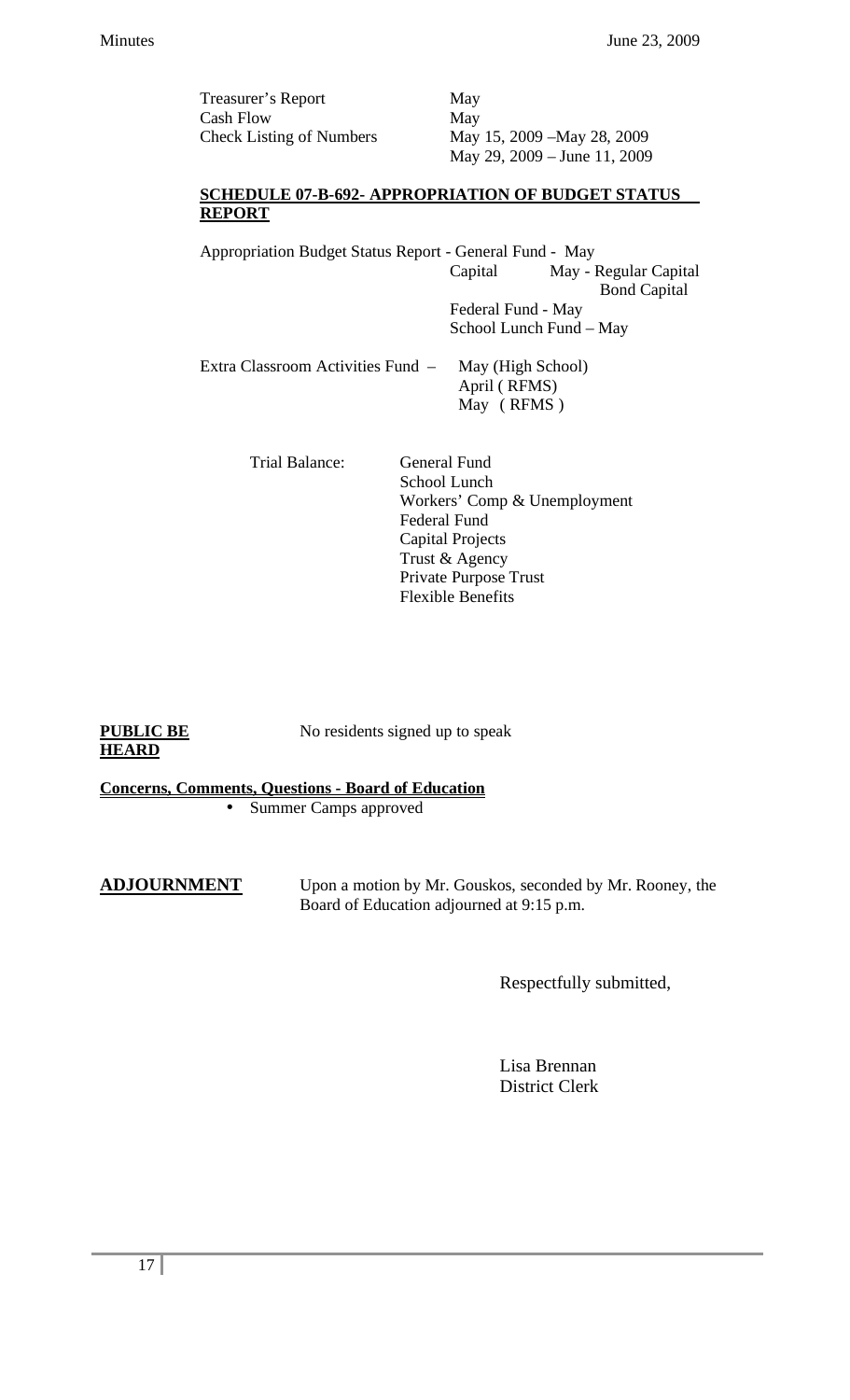| | |
|---|---|
| Treasurer's Report | May |
| Cash Flow | May |
| Check Listing of Numbers | May 15, 2009 –May 28, 2009 |
| | May 29, 2009 – June 11, 2009 |

**SCHEDULE 07-B-692- APPROPRIATION OF BUDGET STATUS REPORT**

Appropriation Budget Status Report - General Fund - May
Capital May - Regular Capital
Bond Capital
Federal Fund - May
School Lunch Fund – May

Extra Classroom Activities Fund – May (High School)
April ( RFMS)
May ( RFMS )

Trial Balance:
- General Fund
- School Lunch
- Workers' Comp & Unemployment
- Federal Fund
- Capital Projects
- Trust & Agency
- Private Purpose Trust
- Flexible Benefits

**PUBLIC BE HEARD** No residents signed up to speak

**Concerns, Comments, Questions - Board of Education**

- Summer Camps approved

**ADJOURNMENT** Upon a motion by Mr. Gouskos, seconded by Mr. Rooney, the Board of Education adjourned at 9:15 p.m.

Respectfully submitted,

Lisa Brennan
District Clerk